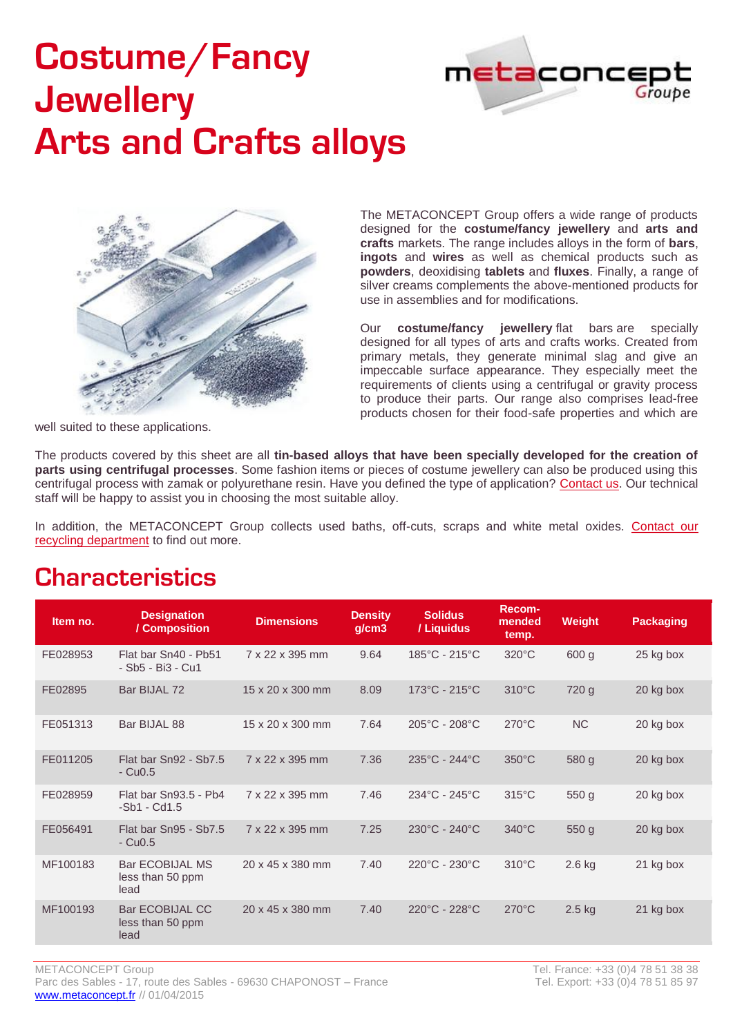# Costume/Fancy Jewellery
# Arts and Crafts alloys

The METACONCEPT Group offers a wide range of products designed for the **costume/fancy jewellery** and **arts and crafts** markets. The range includes alloys in the form of **bars**, **ingots** and **wires** as well as chemical products such as **powders**, deoxidising **tablets** and **fluxes**. Finally, a range of silver creams complements the above-mentioned products for use in assemblies and for modifications.

Our **costume/fancy jewellery** flat bars are specially designed for all types of arts and crafts works. Created from primary metals, they generate minimal slag and give an impeccable surface appearance. They especially meet the requirements of clients using a centrifugal or gravity process to produce their parts. Our range also comprises lead-free products chosen for their food-safe properties and which are well suited to these applications.

The products covered by this sheet are all **tin-based alloys that have been specially developed for the creation of parts using centrifugal processes**. Some fashion items or pieces of costume jewellery can also be produced using this centrifugal process with zamak or polyurethane resin. Have you defined the type of application? Contact us. Our technical staff will be happy to assist you in choosing the most suitable alloy.

In addition, the METACONCEPT Group collects used baths, off-cuts, scraps and white metal oxides. Contact our recycling department to find out more.

## Characteristics

| Item no. | Designation / Composition | Dimensions | Density g/cm3 | Solidus / Liquidus | Recom-mended temp. | Weight | Packaging |
|---|---|---|---|---|---|---|---|
| FE028953 | Flat bar Sn40 - Pb51 - Sb5 - Bi3 - Cu1 | 7 x 22 x 395 mm | 9.64 | 185°C - 215°C | 320°C | 600 g | 25 kg box |
| FE02895 | Bar BIJAL 72 | 15 x 20 x 300 mm | 8.09 | 173°C - 215°C | 310°C | 720 g | 20 kg box |
| FE051313 | Bar BIJAL 88 | 15 x 20 x 300 mm | 7.64 | 205°C - 208°C | 270°C | NC | 20 kg box |
| FE011205 | Flat bar Sn92 - Sb7.5 - Cu0.5 | 7 x 22 x 395 mm | 7.36 | 235°C - 244°C | 350°C | 580 g | 20 kg box |
| FE028959 | Flat bar Sn93.5 - Pb4 -Sb1 - Cd1.5 | 7 x 22 x 395 mm | 7.46 | 234°C - 245°C | 315°C | 550 g | 20 kg box |
| FE056491 | Flat bar Sn95 - Sb7.5 - Cu0.5 | 7 x 22 x 395 mm | 7.25 | 230°C - 240°C | 340°C | 550 g | 20 kg box |
| MF100183 | Bar ECOBIJAL MS less than 50 ppm lead | 20 x 45 x 380 mm | 7.40 | 220°C - 230°C | 310°C | 2.6 kg | 21 kg box |
| MF100193 | Bar ECOBIJAL CC less than 50 ppm lead | 20 x 45 x 380 mm | 7.40 | 220°C - 228°C | 270°C | 2.5 kg | 21 kg box |

METACONCEPT Group
Parc des Sables - 17, route des Sables - 69630 CHAPONOST – France
www.metaconcept.fr // 01/04/2015

Tel. France: +33 (0)4 78 51 38 38
Tel. Export: +33 (0)4 78 51 85 97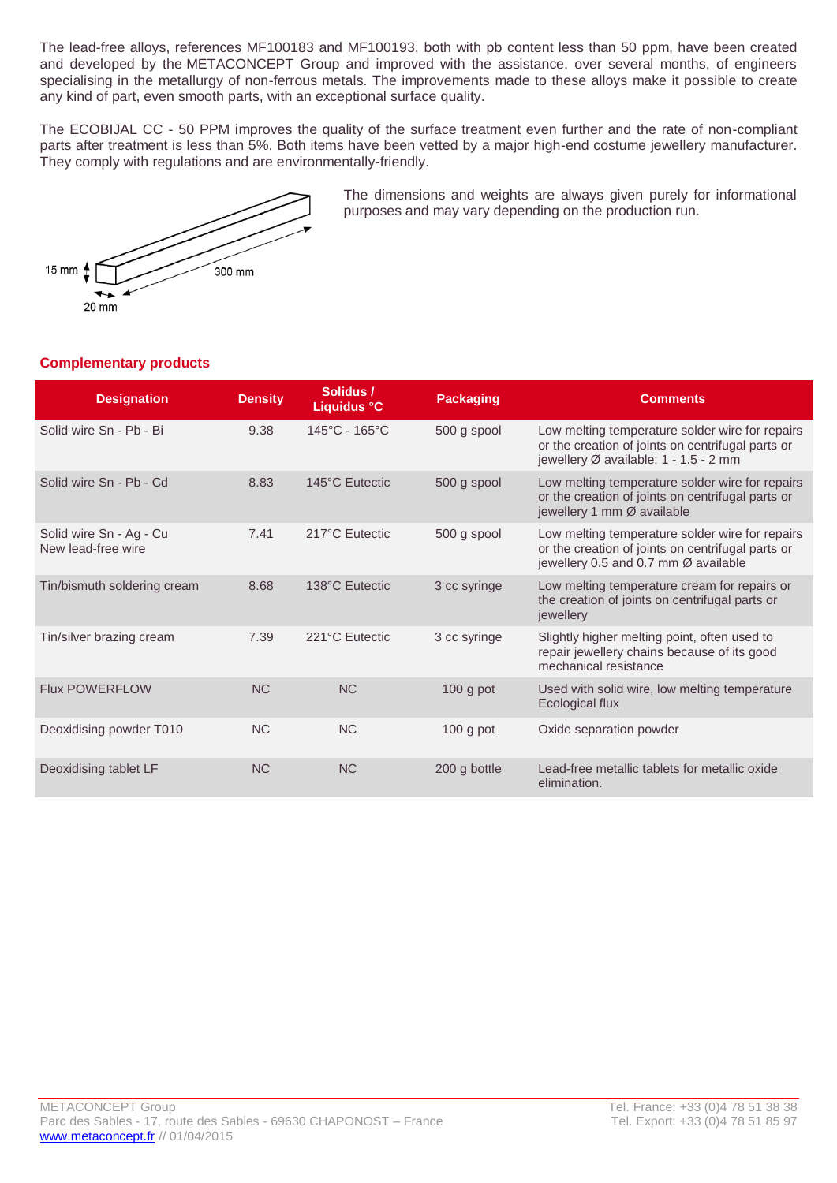The lead-free alloys, references MF100183 and MF100193, both with pb content less than 50 ppm, have been created and developed by the METACONCEPT Group and improved with the assistance, over several months, of engineers specialising in the metallurgy of non-ferrous metals. The improvements made to these alloys make it possible to create any kind of part, even smooth parts, with an exceptional surface quality.

The ECOBIJAL CC - 50 PPM improves the quality of the surface treatment even further and the rate of non-compliant parts after treatment is less than 5%. Both items have been vetted by a major high-end costume jewellery manufacturer. They comply with regulations and are environmentally-friendly.

15 mm

300 mm

20 mm

The dimensions and weights are always given purely for informational purposes and may vary depending on the production run.

## Complementary products

| Designation | Density | Solidus / Liquidus °C | Packaging | Comments |
|---|---|---|---|---|
| Solid wire Sn - Pb - Bi | 9.38 | 145°C - 165°C | 500 g spool | Low melting temperature solder wire for repairs or the creation of joints on centrifugal parts or jewellery Ø available: 1 - 1.5 - 2 mm |
| Solid wire Sn - Pb - Cd | 8.83 | 145°C Eutectic | 500 g spool | Low melting temperature solder wire for repairs or the creation of joints on centrifugal parts or jewellery 1 mm Ø available |
| Solid wire Sn - Ag - Cu New lead-free wire | 7.41 | 217°C Eutectic | 500 g spool | Low melting temperature solder wire for repairs or the creation of joints on centrifugal parts or jewellery 0.5 and 0.7 mm Ø available |
| Tin/bismuth soldering cream | 8.68 | 138°C Eutectic | 3 cc syringe | Low melting temperature cream for repairs or the creation of joints on centrifugal parts or jewellery |
| Tin/silver brazing cream | 7.39 | 221°C Eutectic | 3 cc syringe | Slightly higher melting point, often used to repair jewellery chains because of its good mechanical resistance |
| Flux POWERFLOW | NC | NC | 100 g pot | Used with solid wire, low melting temperature Ecological flux |
| Deoxidising powder T010 | NC | NC | 100 g pot | Oxide separation powder |
| Deoxidising tablet LF | NC | NC | 200 g bottle | Lead-free metallic tablets for metallic oxide elimination. |

METACONCEPT Group
Parc des Sables - 17, route des Sables - 69630 CHAPONOST – France
www.metaconcept.fr // 01/04/2015

Tel. France: +33 (0)4 78 51 38 38
Tel. Export: +33 (0)4 78 51 85 97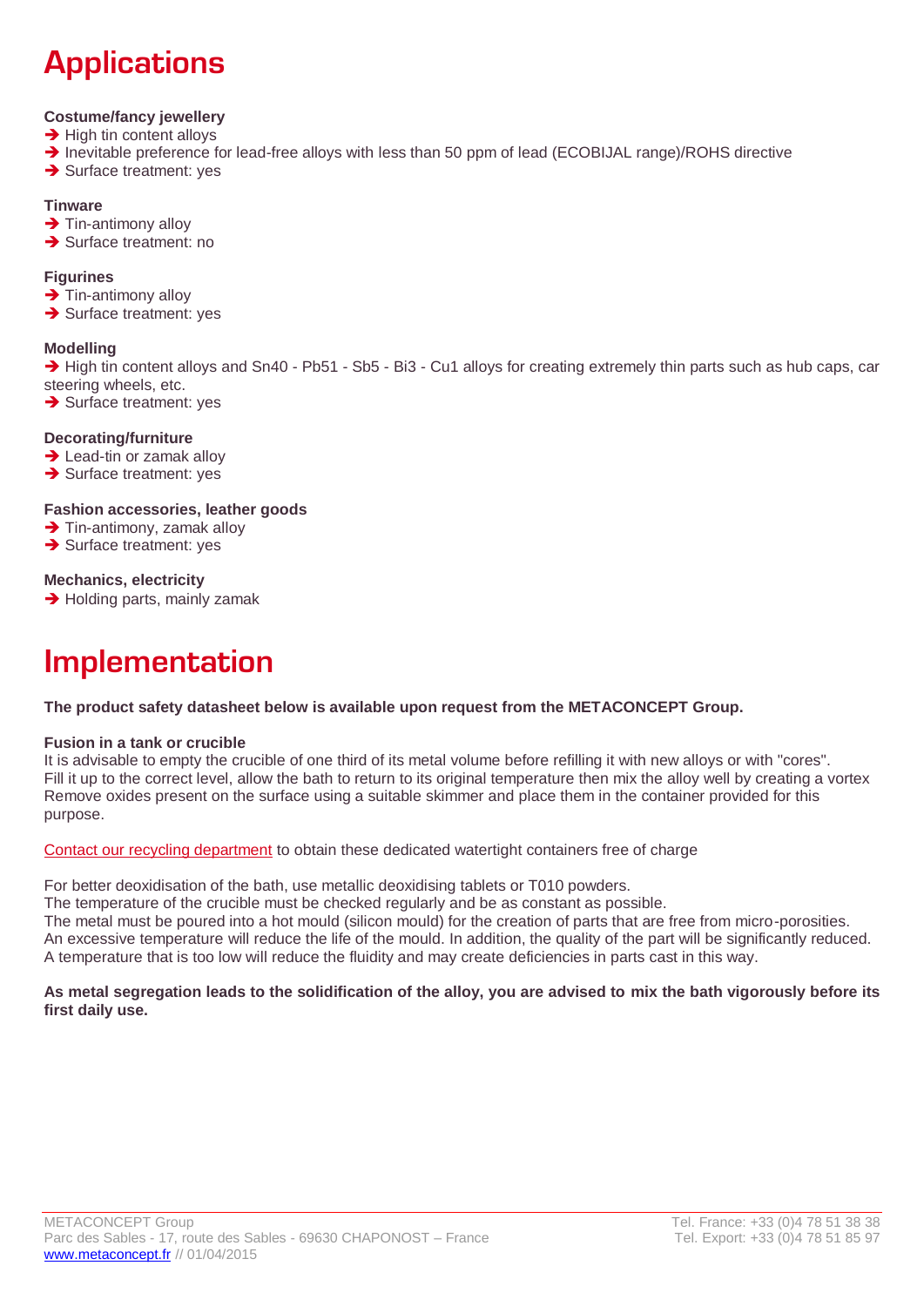# Applications

**Costume/fancy jewellery**

- ➔ High tin content alloys
- ➔ Inevitable preference for lead-free alloys with less than 50 ppm of lead (ECOBIJAL range)/ROHS directive
- ➔ Surface treatment: yes

**Tinware**

- ➔ Tin-antimony alloy
- ➔ Surface treatment: no

**Figurines**

- ➔ Tin-antimony alloy
- ➔ Surface treatment: yes

**Modelling**

- ➔ High tin content alloys and Sn40 - Pb51 - Sb5 - Bi3 - Cu1 alloys for creating extremely thin parts such as hub caps, car steering wheels, etc.
- ➔ Surface treatment: yes

**Decorating/furniture**

- ➔ Lead-tin or zamak alloy
- ➔ Surface treatment: yes

**Fashion accessories, leather goods**

- ➔ Tin-antimony, zamak alloy
- ➔ Surface treatment: yes

**Mechanics, electricity**

- ➔ Holding parts, mainly zamak

# Implementation

**The product safety datasheet below is available upon request from the METACONCEPT Group.**

**Fusion in a tank or crucible**

It is advisable to empty the crucible of one third of its metal volume before refilling it with new alloys or with "cores".
Fill it up to the correct level, allow the bath to return to its original temperature then mix the alloy well by creating a vortex
Remove oxides present on the surface using a suitable skimmer and place them in the container provided for this purpose.

Contact our recycling department to obtain these dedicated watertight containers free of charge

For better deoxidisation of the bath, use metallic deoxidising tablets or T010 powders.
The temperature of the crucible must be checked regularly and be as constant as possible.
The metal must be poured into a hot mould (silicon mould) for the creation of parts that are free from micro-porosities.
An excessive temperature will reduce the life of the mould. In addition, the quality of the part will be significantly reduced.
A temperature that is too low will reduce the fluidity and may create deficiencies in parts cast in this way.

**As metal segregation leads to the solidification of the alloy, you are advised to mix the bath vigorously before its first daily use.**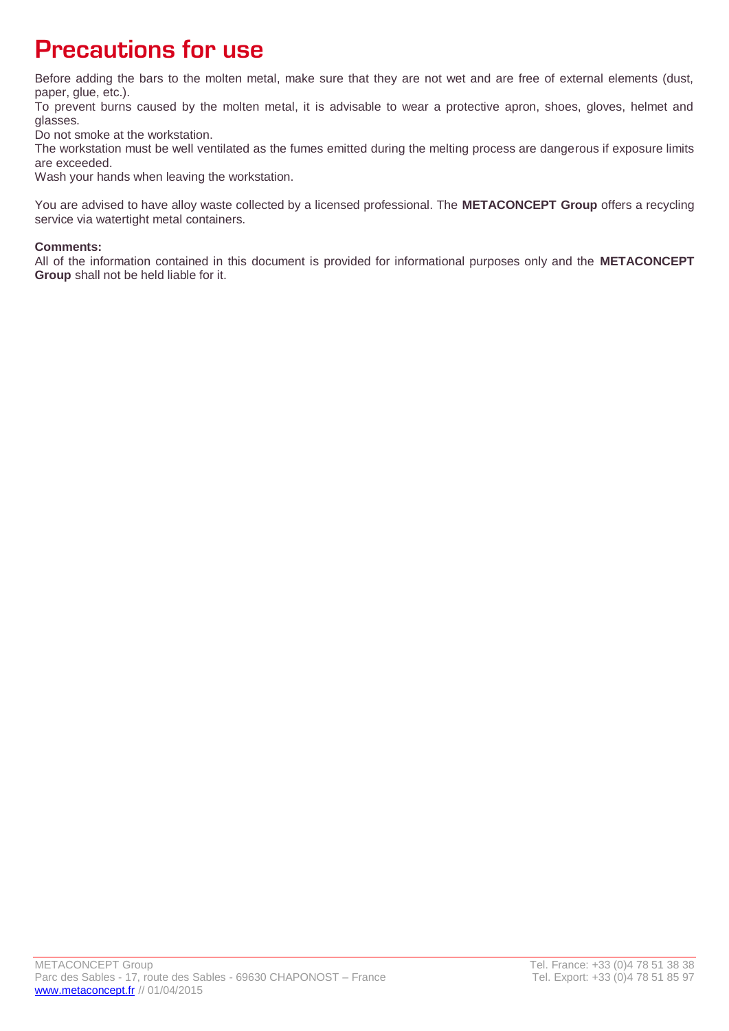# Precautions for use

Before adding the bars to the molten metal, make sure that they are not wet and are free of external elements (dust, paper, glue, etc.).
To prevent burns caused by the molten metal, it is advisable to wear a protective apron, shoes, gloves, helmet and glasses.
Do not smoke at the workstation.
The workstation must be well ventilated as the fumes emitted during the melting process are dangerous if exposure limits are exceeded.
Wash your hands when leaving the workstation.

You are advised to have alloy waste collected by a licensed professional. The **METACONCEPT Group** offers a recycling service via watertight metal containers.

**Comments:**
All of the information contained in this document is provided for informational purposes only and the **METACONCEPT Group** shall not be held liable for it.